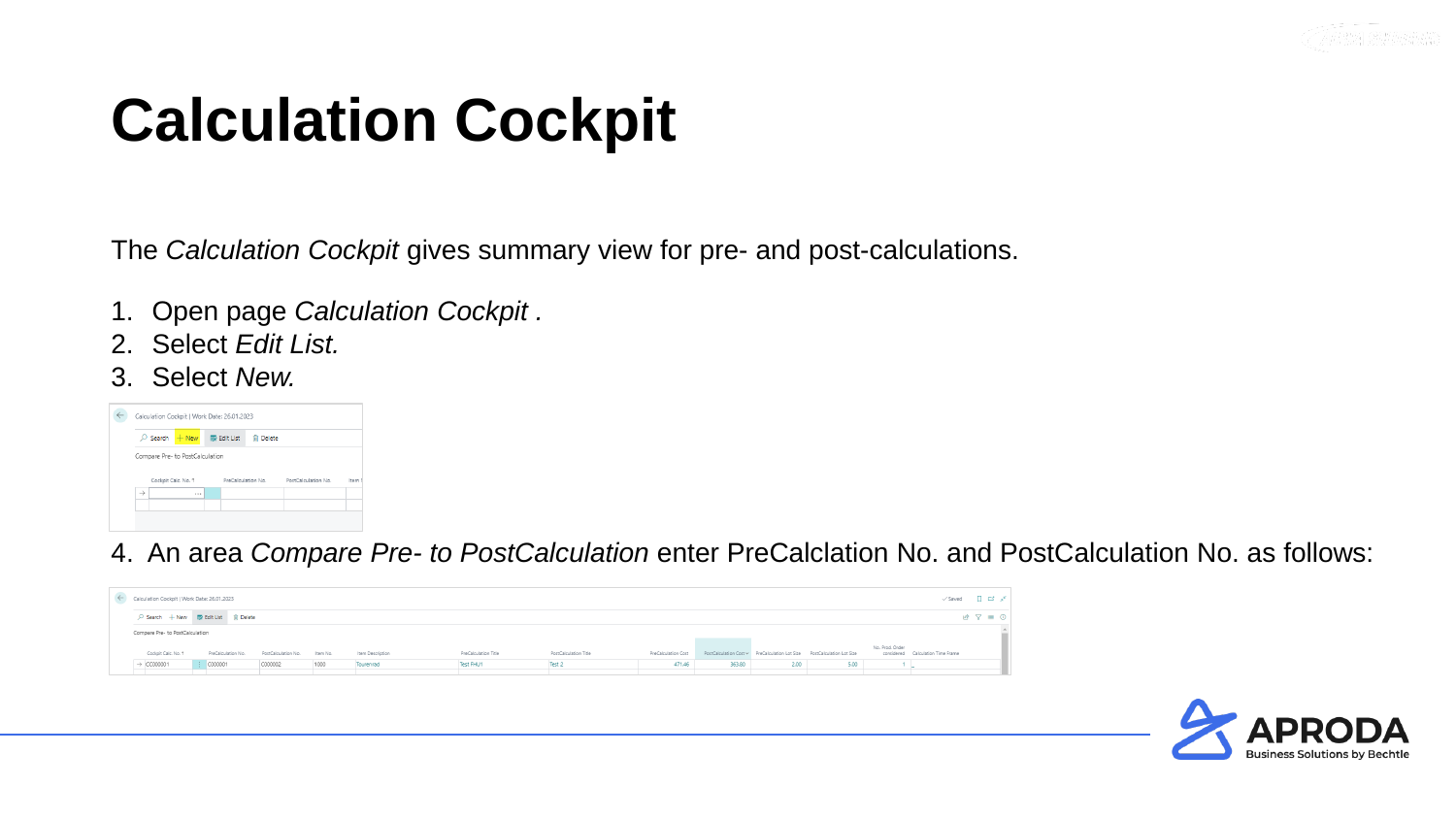# Calculation Cockpit

The *Calculation Cockpit* gives summary view for pre- and post-calculations.

1. Open page *Calculation Cockpit .*
2. Select *Edit List.*
3. Select *New.*

4. An area *Compare Pre- to PostCalculation* enter PreCalclation No. and PostCalculation No. as follows: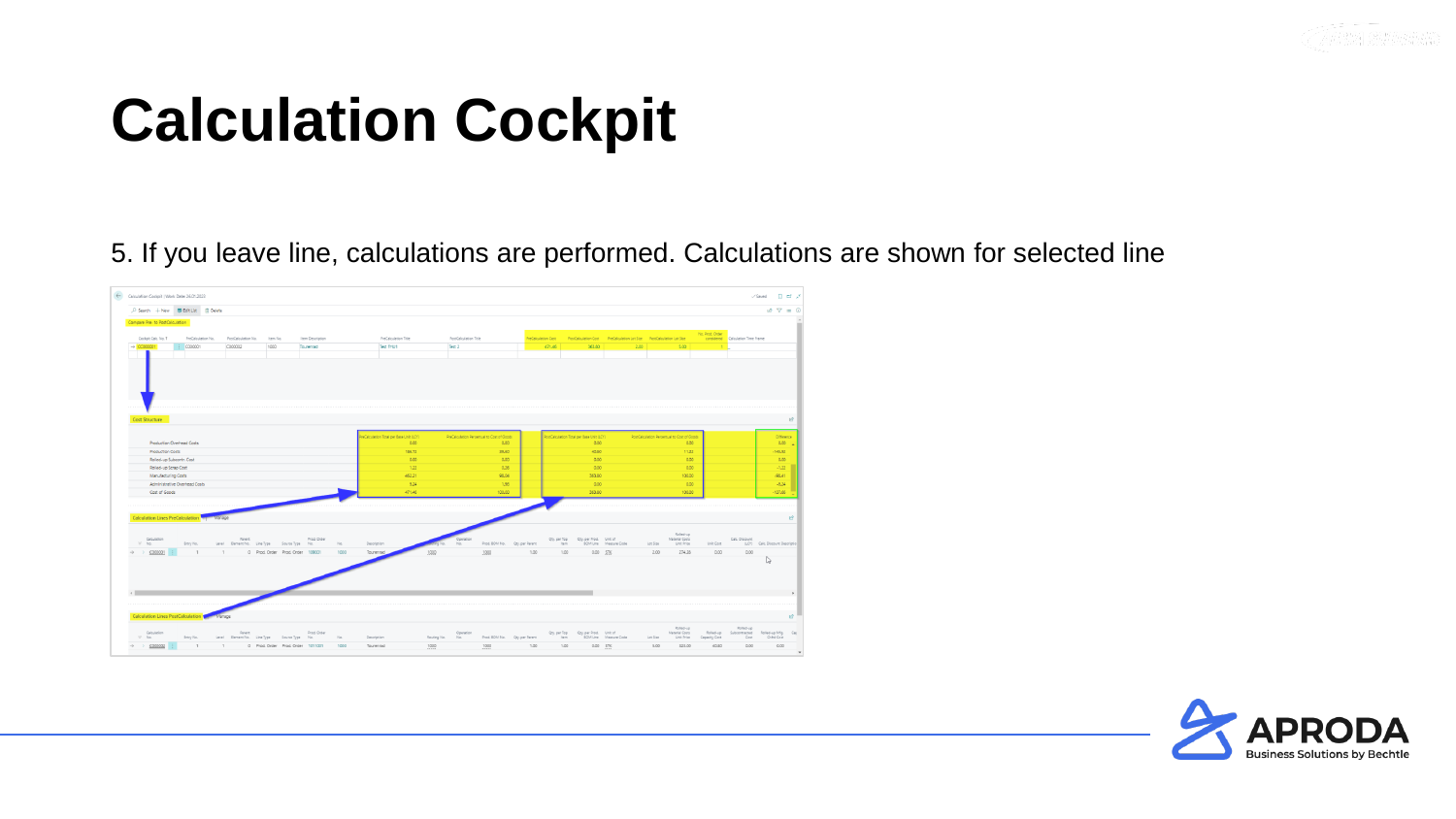# Calculation Cockpit

5. If you leave line, calculations are performed. Calculations are shown for selected line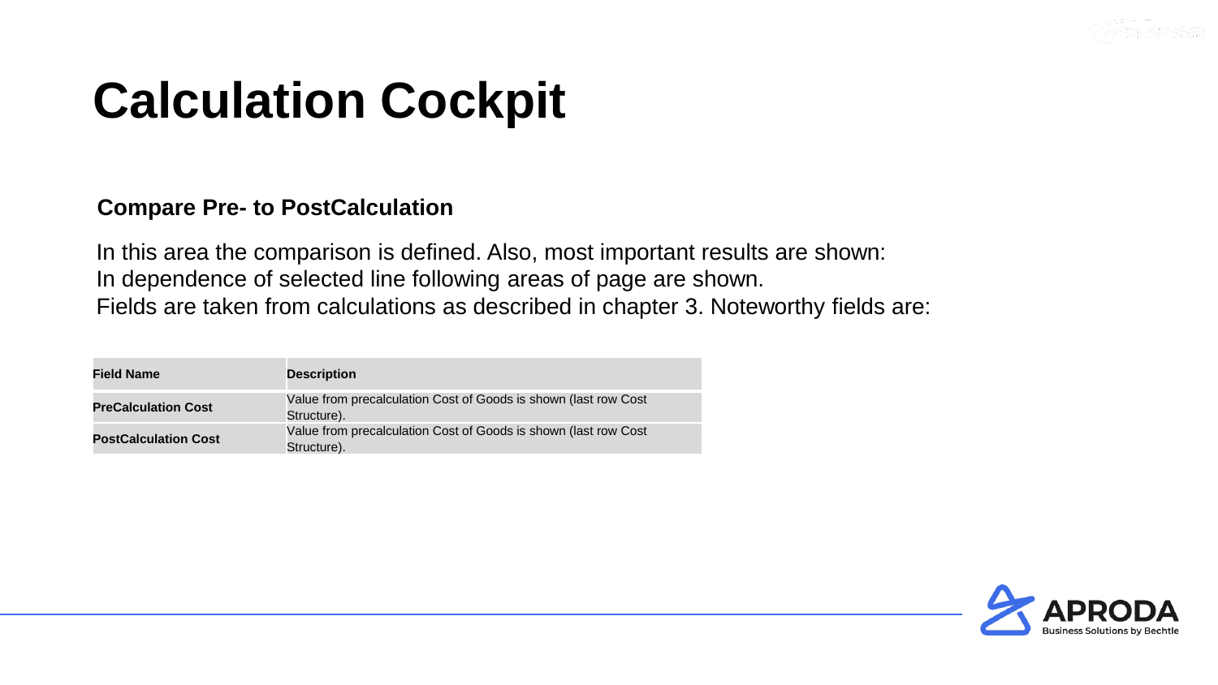# Calculation Cockpit

## Compare Pre- to PostCalculation

In this area the comparison is defined. Also, most important results are shown:
In dependence of selected line following areas of page are shown.
Fields are taken from calculations as described in chapter 3. Noteworthy fields are:

| Field Name | Description |
| --- | --- |
| **PreCalculation Cost** | Value from precalculation Cost of Goods is shown (last row Cost Structure). |
| **PostCalculation Cost** | Value from precalculation Cost of Goods is shown (last row Cost Structure). |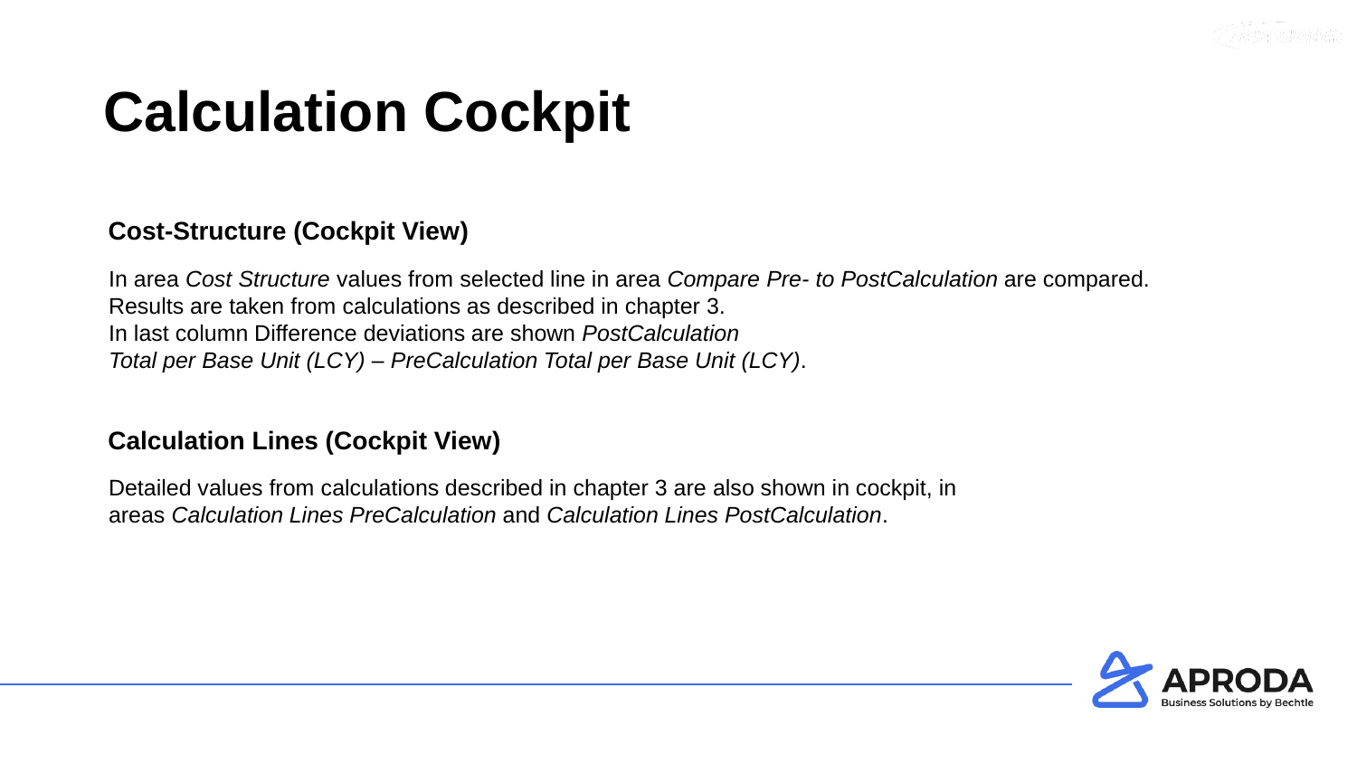# Calculation Cockpit

### Cost-Structure (Cockpit View)

In area *Cost Structure* values from selected line in area *Compare Pre- to PostCalculation* are compared.
Results are taken from calculations as described in chapter 3.
In last column Difference deviations are shown *PostCalculation Total per Base Unit (LCY) – PreCalculation Total per Base Unit (LCY)*.

### Calculation Lines (Cockpit View)

Detailed values from calculations described in chapter 3 are also shown in cockpit, in areas *Calculation Lines PreCalculation* and *Calculation Lines PostCalculation*.